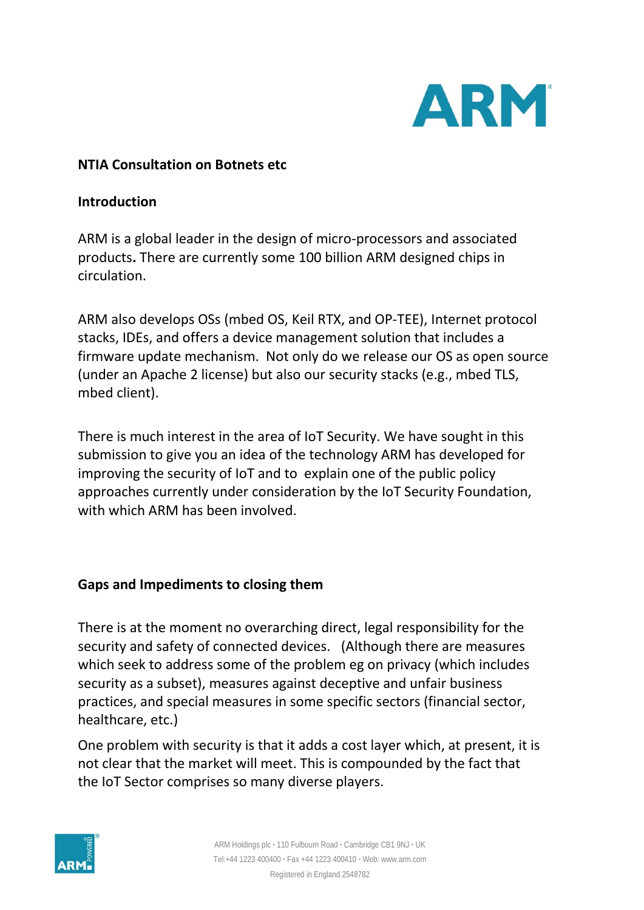**NTIA Consultation on Botnets etc**

**Introduction**

ARM is a global leader in the design of micro-processors and associated products**.** There are currently some 100 billion ARM designed chips in circulation.

ARM also develops OSs (mbed OS, Keil RTX, and OP-TEE), Internet protocol stacks, IDEs, and offers a device management solution that includes a firmware update mechanism. Not only do we release our OS as open source (under an Apache 2 license) but also our security stacks (e.g., mbed TLS, mbed client).

There is much interest in the area of IoT Security. We have sought in this submission to give you an idea of the technology ARM has developed for improving the security of IoT and to explain one of the public policy approaches currently under consideration by the IoT Security Foundation, with which ARM has been involved.

**Gaps and Impediments to closing them**

There is at the moment no overarching direct, legal responsibility for the security and safety of connected devices. (Although there are measures which seek to address some of the problem eg on privacy (which includes security as a subset), measures against deceptive and unfair business practices, and special measures in some specific sectors (financial sector, healthcare, etc.)

One problem with security is that it adds a cost layer which, at present, it is not clear that the market will meet. This is compounded by the fact that the IoT Sector comprises so many diverse players.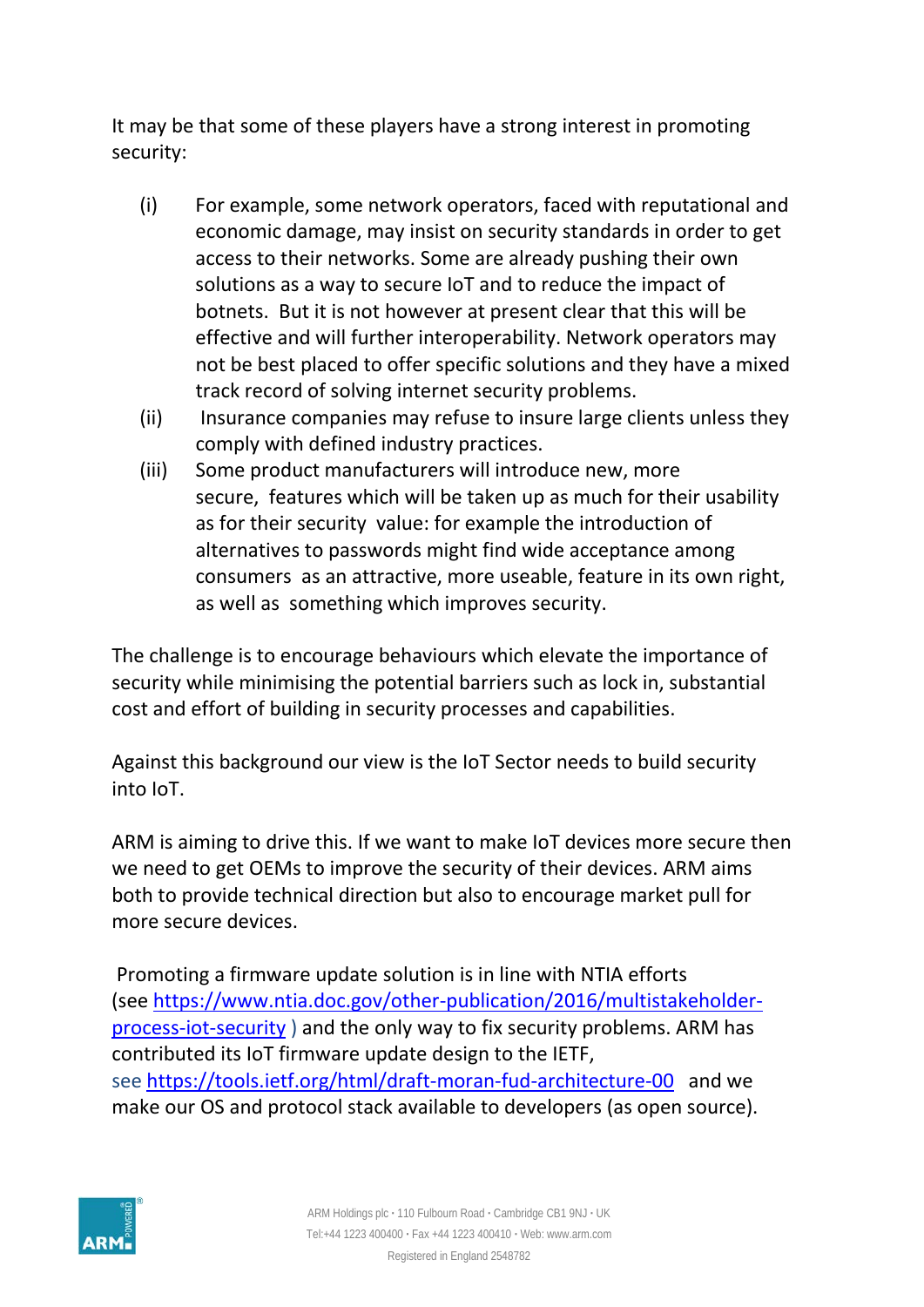It may be that some of these players have a strong interest in promoting security:

(i) For example, some network operators, faced with reputational and economic damage, may insist on security standards in order to get access to their networks. Some are already pushing their own solutions as a way to secure IoT and to reduce the impact of botnets. But it is not however at present clear that this will be effective and will further interoperability. Network operators may not be best placed to offer specific solutions and they have a mixed track record of solving internet security problems.

(ii) Insurance companies may refuse to insure large clients unless they comply with defined industry practices.

(iii) Some product manufacturers will introduce new, more secure, features which will be taken up as much for their usability as for their security value: for example the introduction of alternatives to passwords might find wide acceptance among consumers as an attractive, more useable, feature in its own right, as well as something which improves security.

The challenge is to encourage behaviours which elevate the importance of security while minimising the potential barriers such as lock in, substantial cost and effort of building in security processes and capabilities.

Against this background our view is the IoT Sector needs to build security into IoT.

ARM is aiming to drive this. If we want to make IoT devices more secure then we need to get OEMs to improve the security of their devices. ARM aims both to provide technical direction but also to encourage market pull for more secure devices.

Promoting a firmware update solution is in line with NTIA efforts (see https://www.ntia.doc.gov/other-publication/2016/multistakeholder-process-iot-security ) and the only way to fix security problems. ARM has contributed its IoT firmware update design to the IETF, see https://tools.ietf.org/html/draft-moran-fud-architecture-00 and we make our OS and protocol stack available to developers (as open source).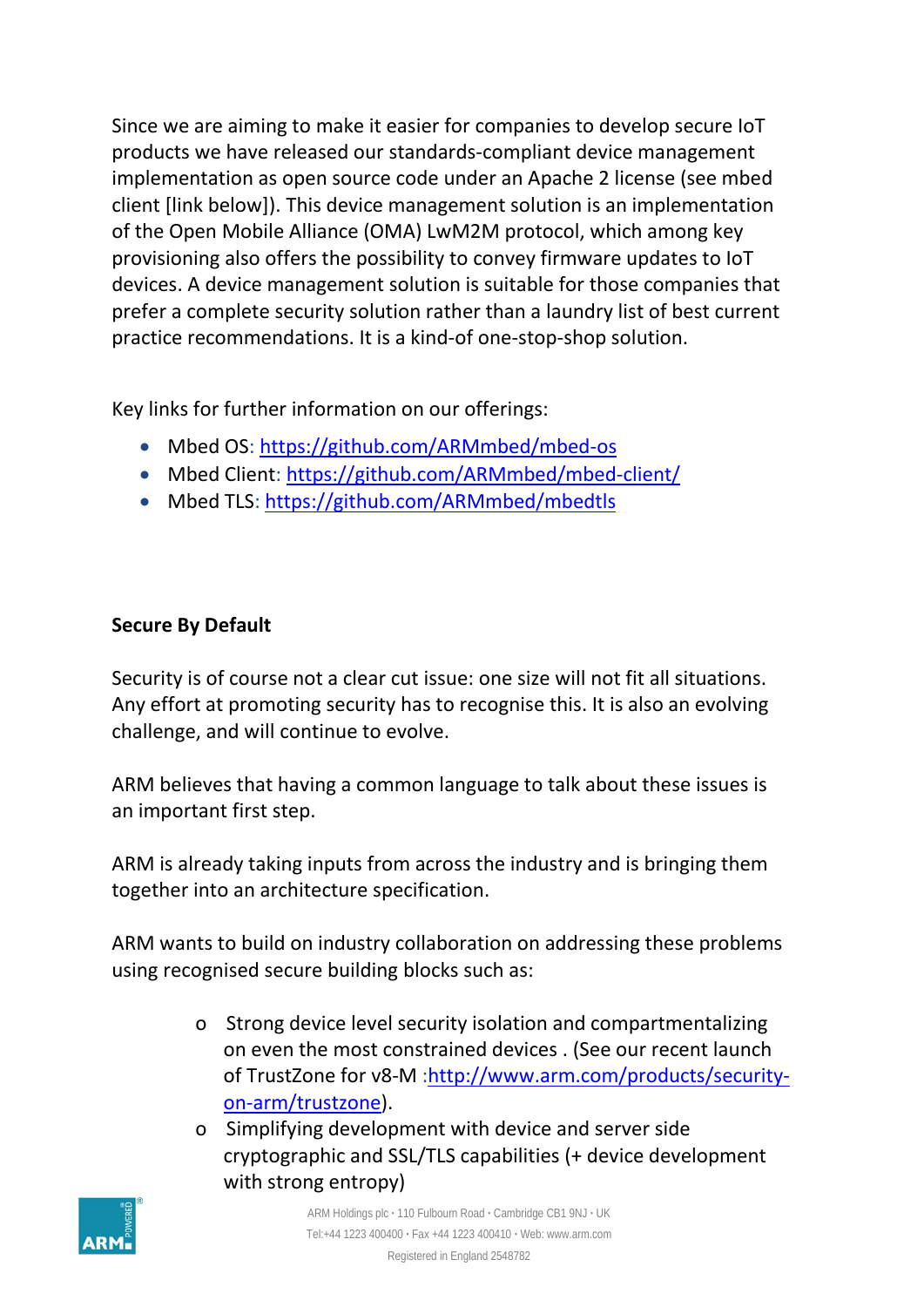Since we are aiming to make it easier for companies to develop secure IoT products we have released our standards-compliant device management implementation as open source code under an Apache 2 license (see mbed client [link below]). This device management solution is an implementation of the Open Mobile Alliance (OMA) LwM2M protocol, which among key provisioning also offers the possibility to convey firmware updates to IoT devices. A device management solution is suitable for those companies that prefer a complete security solution rather than a laundry list of best current practice recommendations. It is a kind-of one-stop-shop solution.

Key links for further information on our offerings:

- Mbed OS: https://github.com/ARMmbed/mbed-os
- Mbed Client: https://github.com/ARMmbed/mbed-client/
- Mbed TLS: https://github.com/ARMmbed/mbedtls

**Secure By Default**

Security is of course not a clear cut issue: one size will not fit all situations. Any effort at promoting security has to recognise this. It is also an evolving challenge, and will continue to evolve.

ARM believes that having a common language to talk about these issues is an important first step.

ARM is already taking inputs from across the industry and is bringing them together into an architecture specification.

ARM wants to build on industry collaboration on addressing these problems using recognised secure building blocks such as:

- Strong device level security isolation and compartmentalizing on even the most constrained devices . (See our recent launch of TrustZone for v8-M :http://www.arm.com/products/security-on-arm/trustzone).
- Simplifying development with device and server side cryptographic and SSL/TLS capabilities (+ device development with strong entropy)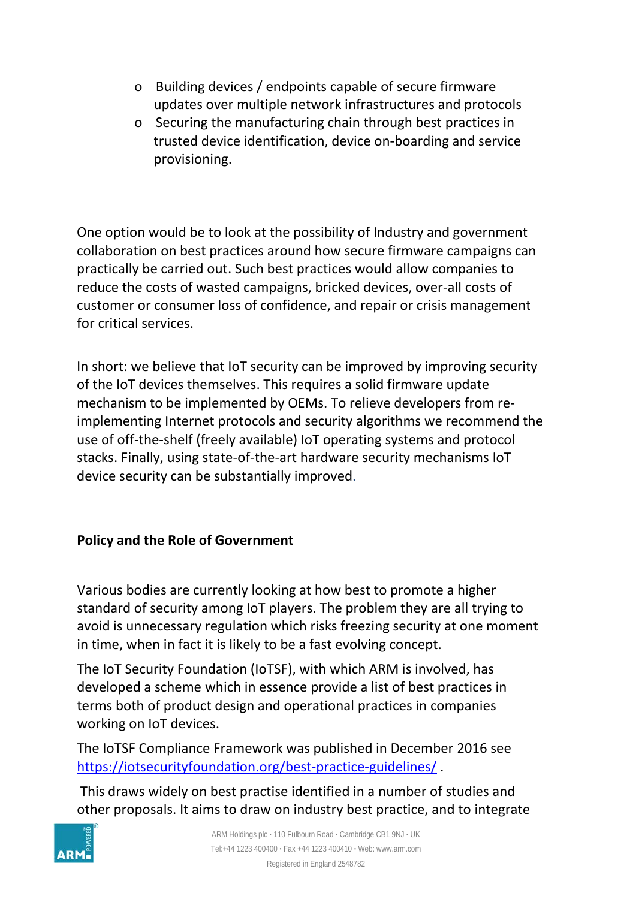- Building devices / endpoints capable of secure firmware updates over multiple network infrastructures and protocols
- Securing the manufacturing chain through best practices in trusted device identification, device on-boarding and service provisioning.

One option would be to look at the possibility of Industry and government collaboration on best practices around how secure firmware campaigns can practically be carried out. Such best practices would allow companies to reduce the costs of wasted campaigns, bricked devices, over-all costs of customer or consumer loss of confidence, and repair or crisis management for critical services.

In short: we believe that IoT security can be improved by improving security of the IoT devices themselves. This requires a solid firmware update mechanism to be implemented by OEMs. To relieve developers from re-implementing Internet protocols and security algorithms we recommend the use of off-the-shelf (freely available) IoT operating systems and protocol stacks. Finally, using state-of-the-art hardware security mechanisms IoT device security can be substantially improved.

**Policy and the Role of Government**

Various bodies are currently looking at how best to promote a higher standard of security among IoT players. The problem they are all trying to avoid is unnecessary regulation which risks freezing security at one moment in time, when in fact it is likely to be a fast evolving concept.

The IoT Security Foundation (IoTSF), with which ARM is involved, has developed a scheme which in essence provide a list of best practices in terms both of product design and operational practices in companies working on IoT devices.

The IoTSF Compliance Framework was published in December 2016 see https://iotsecurityfoundation.org/best-practice-guidelines/ .

This draws widely on best practise identified in a number of studies and other proposals. It aims to draw on industry best practice, and to integrate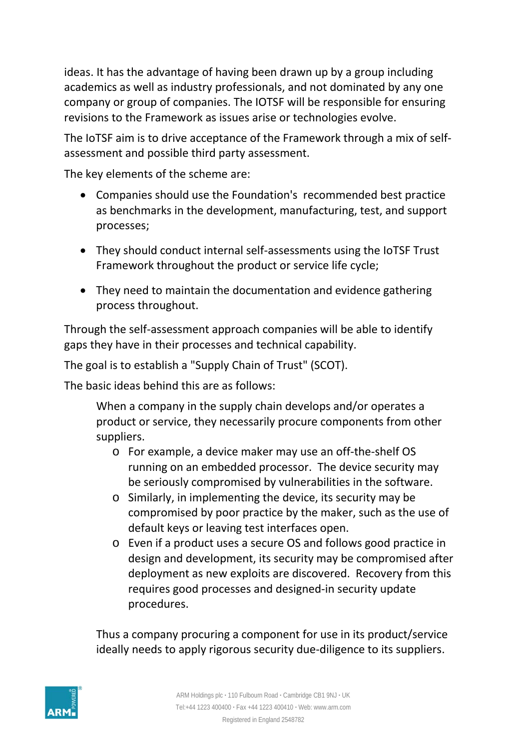ideas. It has the advantage of having been drawn up by a group including academics as well as industry professionals, and not dominated by any one company or group of companies. The IOTSF will be responsible for ensuring revisions to the Framework as issues arise or technologies evolve.

The IoTSF aim is to drive acceptance of the Framework through a mix of self-assessment and possible third party assessment.

The key elements of the scheme are:

- Companies should use the Foundation's recommended best practice as benchmarks in the development, manufacturing, test, and support processes;
- They should conduct internal self-assessments using the IoTSF Trust Framework throughout the product or service life cycle;
- They need to maintain the documentation and evidence gathering process throughout.

Through the self-assessment approach companies will be able to identify gaps they have in their processes and technical capability.

The goal is to establish a "Supply Chain of Trust" (SCOT).

The basic ideas behind this are as follows:

> When a company in the supply chain develops and/or operates a product or service, they necessarily procure components from other suppliers.
>
> - For example, a device maker may use an off-the-shelf OS running on an embedded processor. The device security may be seriously compromised by vulnerabilities in the software.
> - Similarly, in implementing the device, its security may be compromised by poor practice by the maker, such as the use of default keys or leaving test interfaces open.
> - Even if a product uses a secure OS and follows good practice in design and development, its security may be compromised after deployment as new exploits are discovered. Recovery from this requires good processes and designed-in security update procedures.
>
> Thus a company procuring a component for use in its product/service ideally needs to apply rigorous security due-diligence to its suppliers.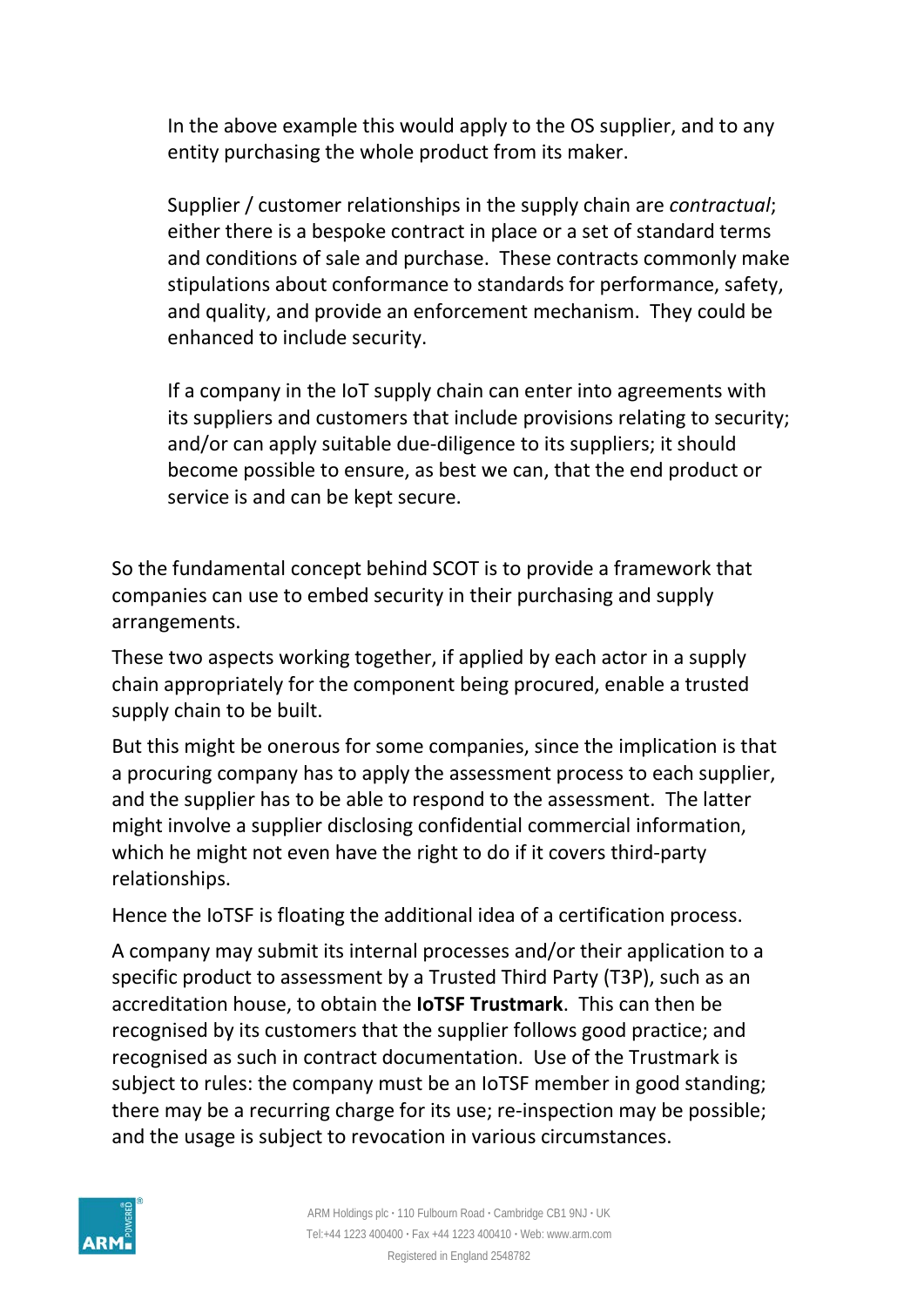> In the above example this would apply to the OS supplier, and to any entity purchasing the whole product from its maker.
>
> Supplier / customer relationships in the supply chain are *contractual*; either there is a bespoke contract in place or a set of standard terms and conditions of sale and purchase. These contracts commonly make stipulations about conformance to standards for performance, safety, and quality, and provide an enforcement mechanism. They could be enhanced to include security.
>
> If a company in the IoT supply chain can enter into agreements with its suppliers and customers that include provisions relating to security; and/or can apply suitable due-diligence to its suppliers; it should become possible to ensure, as best we can, that the end product or service is and can be kept secure.

So the fundamental concept behind SCOT is to provide a framework that companies can use to embed security in their purchasing and supply arrangements.

These two aspects working together, if applied by each actor in a supply chain appropriately for the component being procured, enable a trusted supply chain to be built.

But this might be onerous for some companies, since the implication is that a procuring company has to apply the assessment process to each supplier, and the supplier has to be able to respond to the assessment. The latter might involve a supplier disclosing confidential commercial information, which he might not even have the right to do if it covers third-party relationships.

Hence the IoTSF is floating the additional idea of a certification process.

A company may submit its internal processes and/or their application to a specific product to assessment by a Trusted Third Party (T3P), such as an accreditation house, to obtain the **IoTSF Trustmark**. This can then be recognised by its customers that the supplier follows good practice; and recognised as such in contract documentation. Use of the Trustmark is subject to rules: the company must be an IoTSF member in good standing; there may be a recurring charge for its use; re-inspection may be possible; and the usage is subject to revocation in various circumstances.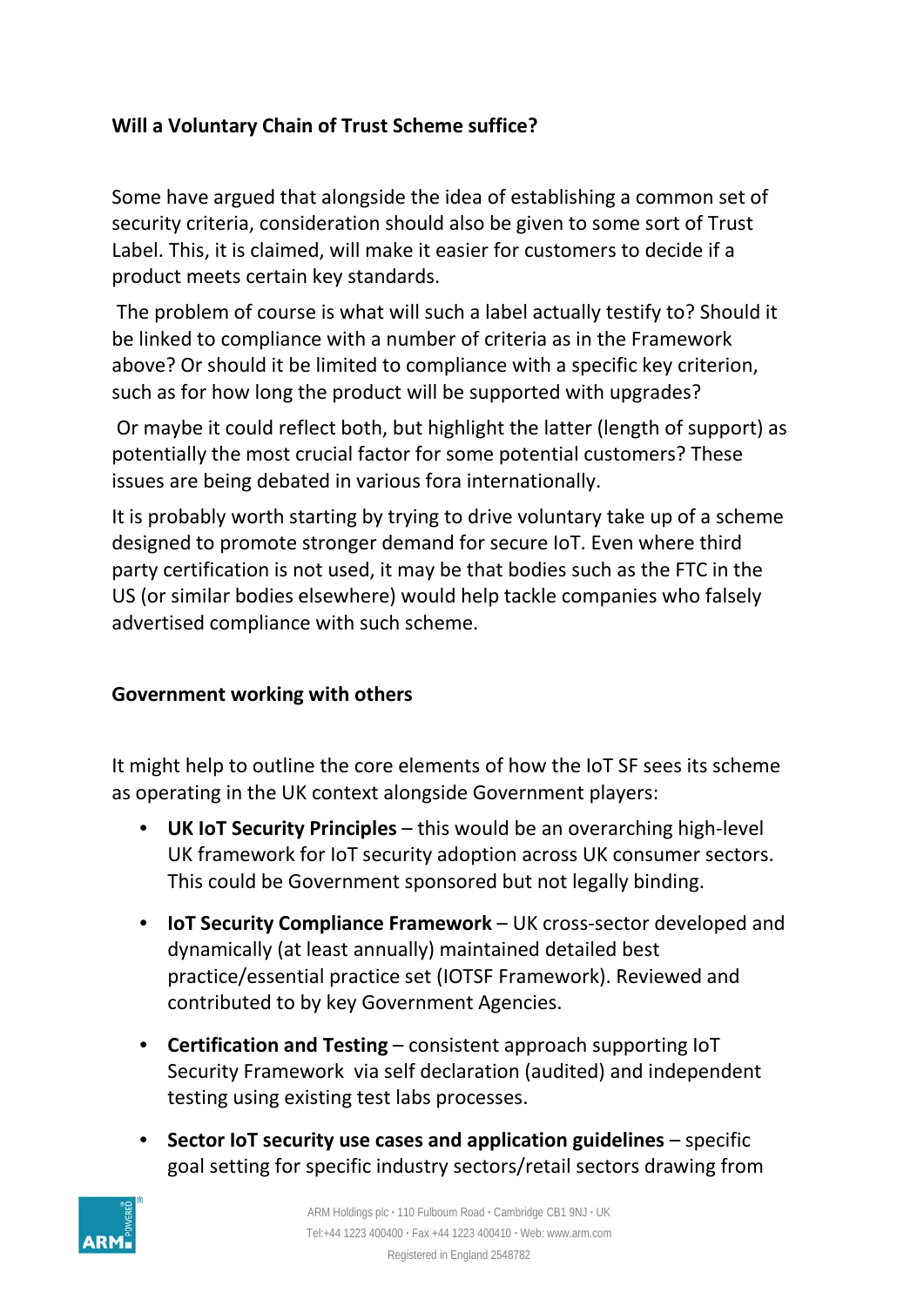**Will a Voluntary Chain of Trust Scheme suffice?**

Some have argued that alongside the idea of establishing a common set of security criteria, consideration should also be given to some sort of Trust Label. This, it is claimed, will make it easier for customers to decide if a product meets certain key standards.

The problem of course is what will such a label actually testify to? Should it be linked to compliance with a number of criteria as in the Framework above? Or should it be limited to compliance with a specific key criterion, such as for how long the product will be supported with upgrades?

Or maybe it could reflect both, but highlight the latter (length of support) as potentially the most crucial factor for some potential customers? These issues are being debated in various fora internationally.

It is probably worth starting by trying to drive voluntary take up of a scheme designed to promote stronger demand for secure IoT. Even where third party certification is not used, it may be that bodies such as the FTC in the US (or similar bodies elsewhere) would help tackle companies who falsely advertised compliance with such scheme.

**Government working with others**

It might help to outline the core elements of how the IoT SF sees its scheme as operating in the UK context alongside Government players:

- **UK IoT Security Principles** – this would be an overarching high-level UK framework for IoT security adoption across UK consumer sectors. This could be Government sponsored but not legally binding.
- **IoT Security Compliance Framework** – UK cross-sector developed and dynamically (at least annually) maintained detailed best practice/essential practice set (IOTSF Framework). Reviewed and contributed to by key Government Agencies.
- **Certification and Testing** – consistent approach supporting IoT Security Framework via self declaration (audited) and independent testing using existing test labs processes.
- **Sector IoT security use cases and application guidelines** – specific goal setting for specific industry sectors/retail sectors drawing from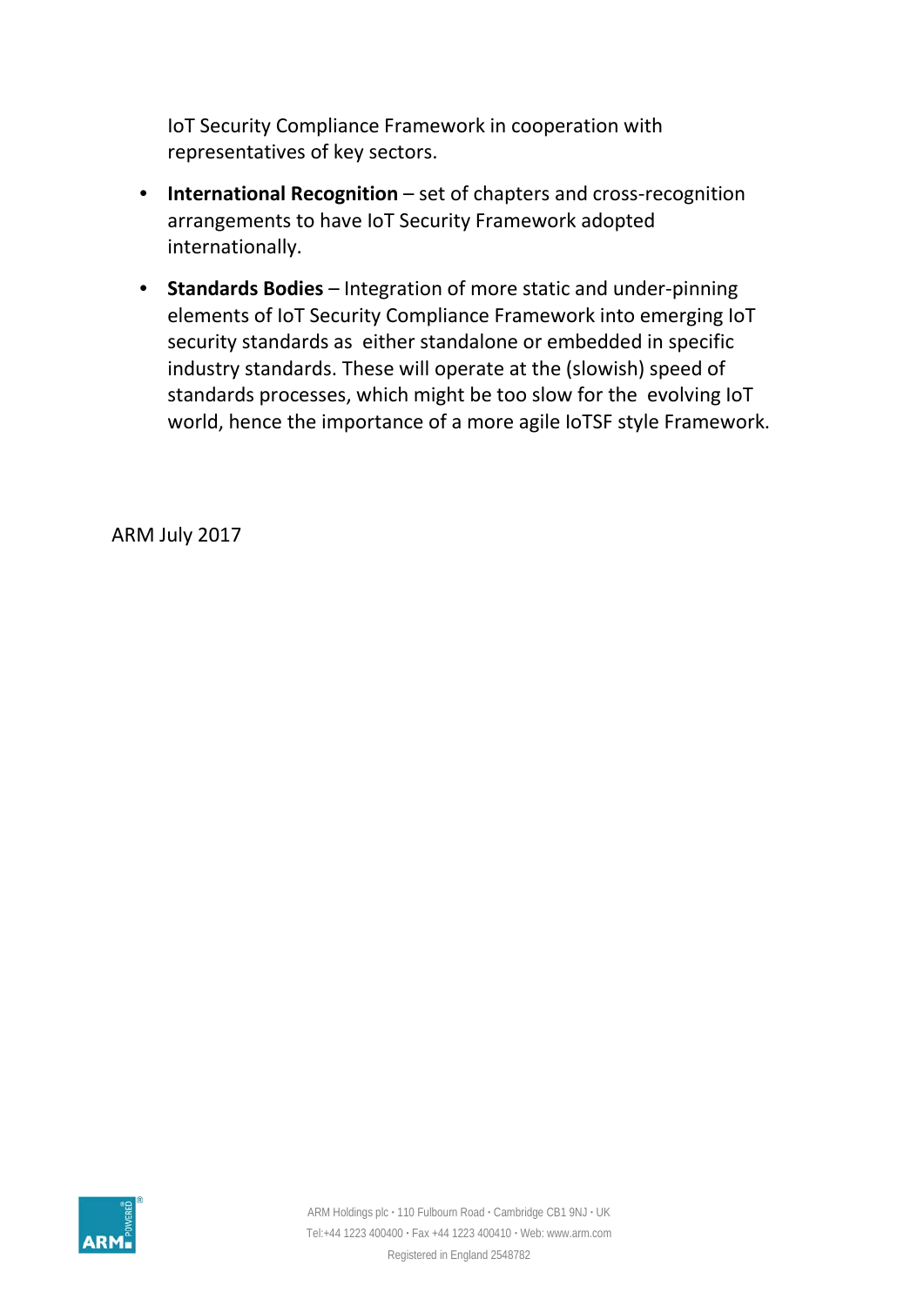IoT Security Compliance Framework in cooperation with representatives of key sectors.

- **International Recognition** – set of chapters and cross-recognition arrangements to have IoT Security Framework adopted internationally.
- **Standards Bodies** – Integration of more static and under-pinning elements of IoT Security Compliance Framework into emerging IoT security standards as either standalone or embedded in specific industry standards. These will operate at the (slowish) speed of standards processes, which might be too slow for the evolving IoT world, hence the importance of a more agile IoTSF style Framework.

ARM July 2017